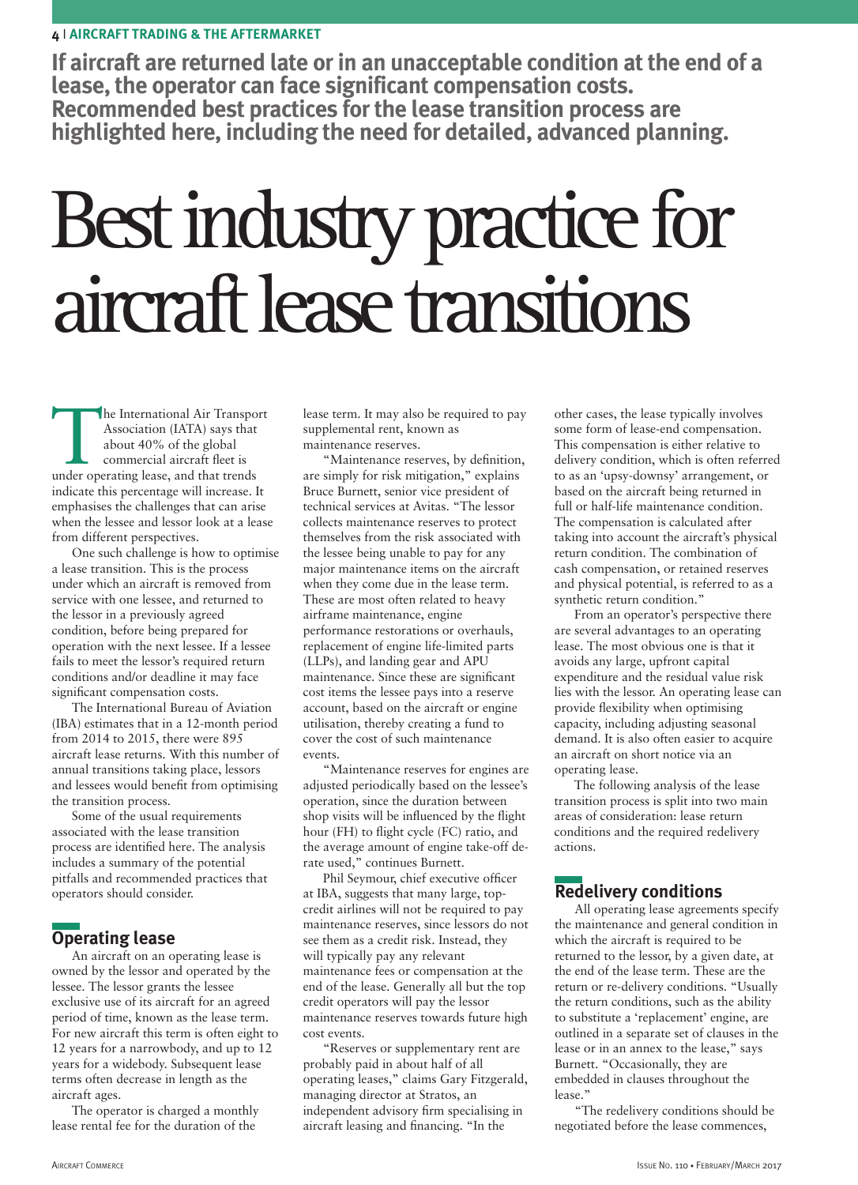If aircraft are returned late or in an unacceptable condition at the end of a lease, the operator can face significant compensation costs. Recommended best practices for the lease transition process are highlighted here, including the need for detailed, advanced planning.

# Best industry practice for aircraft lease transitions

The International Air Transport Association (IATA) says that about 40% of the global commercial aircraft fleet is under operating lease, and that trends indicate this percentage will increase. It emphasises the challenges that can arise when the lessee and lessor look at a lease from different perspectives.

One such challenge is how to optimise a lease transition. This is the process under which an aircraft is removed from service with one lessee, and returned to the lessor in a previously agreed condition, before being prepared for operation with the next lessee. If a lessee fails to meet the lessor's required return conditions and/or deadline it may face significant compensation costs.

The International Bureau of Aviation (IBA) estimates that in a 12-month period from 2014 to 2015, there were 895 aircraft lease returns. With this number of annual transitions taking place, lessors and lessees would benefit from optimising the transition process.

Some of the usual requirements associated with the lease transition process are identified here. The analysis includes a summary of the potential pitfalls and recommended practices that operators should consider.

## Operating lease

An aircraft on an operating lease is owned by the lessor and operated by the lessee. The lessor grants the lessee exclusive use of its aircraft for an agreed period of time, known as the lease term. For new aircraft this term is often eight to 12 years for a narrowbody, and up to 12 years for a widebody. Subsequent lease terms often decrease in length as the aircraft ages.

The operator is charged a monthly lease rental fee for the duration of the lease term. It may also be required to pay supplemental rent, known as maintenance reserves.

"Maintenance reserves, by definition, are simply for risk mitigation," explains Bruce Burnett, senior vice president of technical services at Avitas. "The lessor collects maintenance reserves to protect themselves from the risk associated with the lessee being unable to pay for any major maintenance items on the aircraft when they come due in the lease term. These are most often related to heavy airframe maintenance, engine performance restorations or overhauls, replacement of engine life-limited parts (LLPs), and landing gear and APU maintenance. Since these are significant cost items the lessee pays into a reserve account, based on the aircraft or engine utilisation, thereby creating a fund to cover the cost of such maintenance events.

"Maintenance reserves for engines are adjusted periodically based on the lessee's operation, since the duration between shop visits will be influenced by the flight hour (FH) to flight cycle (FC) ratio, and the average amount of engine take-off de-rate used," continues Burnett.

Phil Seymour, chief executive officer at IBA, suggests that many large, top-credit airlines will not be required to pay maintenance reserves, since lessors do not see them as a credit risk. Instead, they will typically pay any relevant maintenance fees or compensation at the end of the lease. Generally all but the top credit operators will pay the lessor maintenance reserves towards future high cost events.

"Reserves or supplementary rent are probably paid in about half of all operating leases," claims Gary Fitzgerald, managing director at Stratos, an independent advisory firm specialising in aircraft leasing and financing. "In the other cases, the lease typically involves some form of lease-end compensation. This compensation is either relative to delivery condition, which is often referred to as an 'upsy-downsy' arrangement, or based on the aircraft being returned in full or half-life maintenance condition. The compensation is calculated after taking into account the aircraft's physical return condition. The combination of cash compensation, or retained reserves and physical potential, is referred to as a synthetic return condition."

From an operator's perspective there are several advantages to an operating lease. The most obvious one is that it avoids any large, upfront capital expenditure and the residual value risk lies with the lessor. An operating lease can provide flexibility when optimising capacity, including adjusting seasonal demand. It is also often easier to acquire an aircraft on short notice via an operating lease.

The following analysis of the lease transition process is split into two main areas of consideration: lease return conditions and the required redelivery actions.

## Redelivery conditions

All operating lease agreements specify the maintenance and general condition in which the aircraft is required to be returned to the lessor, by a given date, at the end of the lease term. These are the return or re-delivery conditions. "Usually the return conditions, such as the ability to substitute a 'replacement' engine, are outlined in a separate set of clauses in the lease or in an annex to the lease," says Burnett. "Occasionally, they are embedded in clauses throughout the lease."

"The redelivery conditions should be negotiated before the lease commences,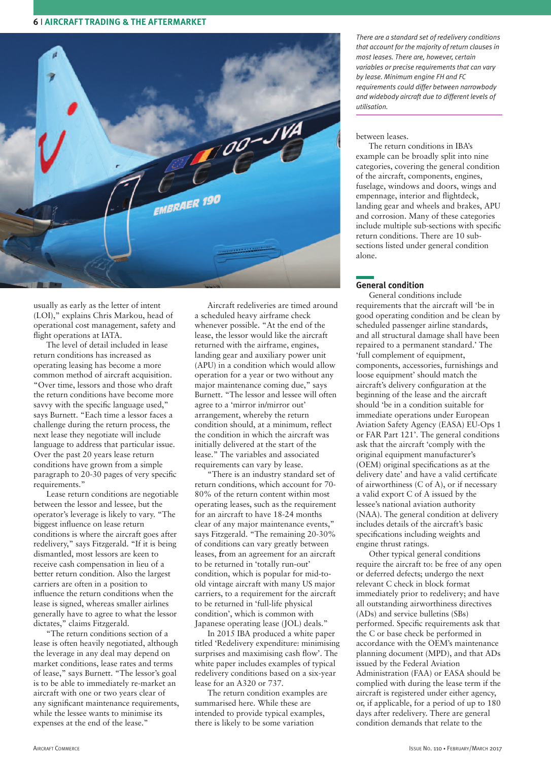usually as early as the letter of intent (LOI)," explains Chris Markou, head of operational cost management, safety and flight operations at IATA.

The level of detail included in lease return conditions has increased as operating leasing has become a more common method of aircraft acquisition. "Over time, lessors and those who draft the return conditions have become more savvy with the specific language used," says Burnett. "Each time a lessor faces a challenge during the return process, the next lease they negotiate will include language to address that particular issue. Over the past 20 years lease return conditions have grown from a simple paragraph to 20-30 pages of very specific requirements."

Lease return conditions are negotiable between the lessor and lessee, but the operator's leverage is likely to vary. "The biggest influence on lease return conditions is where the aircraft goes after redelivery," says Fitzgerald. "If it is being dismantled, most lessors are keen to receive cash compensation in lieu of a better return condition. Also the largest carriers are often in a position to influence the return conditions when the lease is signed, whereas smaller airlines generally have to agree to what the lessor dictates," claims Fitzgerald.

"The return conditions section of a lease is often heavily negotiated, although the leverage in any deal may depend on market conditions, lease rates and terms of lease," says Burnett. "The lessor's goal is to be able to immediately re-market an aircraft with one or two years clear of any significant maintenance requirements, while the lessee wants to minimise its expenses at the end of the lease."

Aircraft redeliveries are timed around a scheduled heavy airframe check whenever possible. "At the end of the lease, the lessor would like the aircraft returned with the airframe, engines, landing gear and auxiliary power unit (APU) in a condition which would allow operation for a year or two without any major maintenance coming due," says Burnett. "The lessor and lessee will often agree to a 'mirror in/mirror out' arrangement, whereby the return condition should, at a minimum, reflect the condition in which the aircraft was initially delivered at the start of the lease." The variables and associated requirements can vary by lease.

"There is an industry standard set of return conditions, which account for 70-80% of the return content within most operating leases, such as the requirement for an aircraft to have 18-24 months clear of any major maintenance events," says Fitzgerald. "The remaining 20-30% of conditions can vary greatly between leases, from an agreement for an aircraft to be returned in 'totally run-out' condition, which is popular for mid-to-old vintage aircraft with many US major carriers, to a requirement for the aircraft to be returned in 'full-life physical condition', which is common with Japanese operating lease (JOL) deals."

In 2015 IBA produced a white paper titled 'Redelivery expenditure: minimising surprises and maximising cash flow'. The white paper includes examples of typical redelivery conditions based on a six-year lease for an A320 or 737.

The return condition examples are summarised here. While these are intended to provide typical examples, there is likely to be some variation between leases.

*There are a standard set of redelivery conditions that account for the majority of return clauses in most leases. There are, however, certain variables or precise requirements that can vary by lease. Minimum engine FH and FC requirements could differ between narrowbody and widebody aircraft due to different levels of utilisation.*

The return conditions in IBA's example can be broadly split into nine categories, covering the general condition of the aircraft, components, engines, fuselage, windows and doors, wings and empennage, interior and flightdeck, landing gear and wheels and brakes, APU and corrosion. Many of these categories include multiple sub-sections with specific return conditions. There are 10 sub-sections listed under general condition alone.

## General condition

General conditions include requirements that the aircraft will 'be in good operating condition and be clean by scheduled passenger airline standards, and all structural damage shall have been repaired to a permanent standard.' The 'full complement of equipment, components, accessories, furnishings and loose equipment' should match the aircraft's delivery configuration at the beginning of the lease and the aircraft should 'be in a condition suitable for immediate operations under European Aviation Safety Agency (EASA) EU-Ops 1 or FAR Part 121'. The general conditions ask that the aircraft 'comply with the original equipment manufacturer's (OEM) original specifications as at the delivery date' and have a valid certificate of airworthiness (C of A), or if necessary a valid export C of A issued by the lessee's national aviation authority (NAA). The general condition at delivery includes details of the aircraft's basic specifications including weights and engine thrust ratings.

Other typical general conditions require the aircraft to: be free of any open or deferred defects; undergo the next relevant C check in block format immediately prior to redelivery; and have all outstanding airworthiness directives (ADs) and service bulletins (SBs) performed. Specific requirements ask that the C or base check be performed in accordance with the OEM's maintenance planning document (MPD), and that ADs issued by the Federal Aviation Administration (FAA) or EASA should be complied with during the lease term if the aircraft is registered under either agency, or, if applicable, for a period of up to 180 days after redelivery. There are general condition demands that relate to the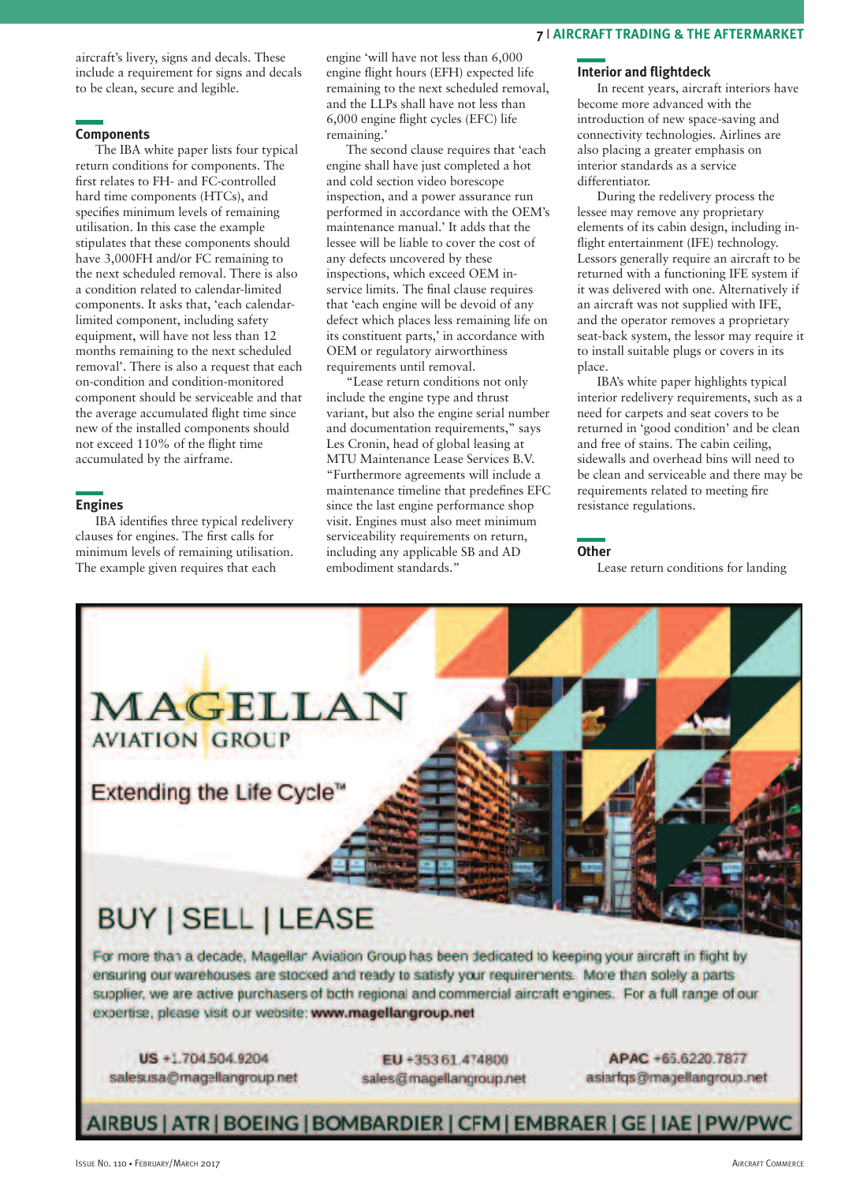aircraft's livery, signs and decals. These include a requirement for signs and decals to be clean, secure and legible.

## Components

The IBA white paper lists four typical return conditions for components. The first relates to FH- and FC-controlled hard time components (HTCs), and specifies minimum levels of remaining utilisation. In this case the example stipulates that these components should have 3,000FH and/or FC remaining to the next scheduled removal. There is also a condition related to calendar-limited components. It asks that, 'each calendar-limited component, including safety equipment, will have not less than 12 months remaining to the next scheduled removal'. There is also a request that each on-condition and condition-monitored component should be serviceable and that the average accumulated flight time since new of the installed components should not exceed 110% of the flight time accumulated by the airframe.

## Engines

IBA identifies three typical redelivery clauses for engines. The first calls for minimum levels of remaining utilisation. The example given requires that each engine 'will have not less than 6,000 engine flight hours (EFH) expected life remaining to the next scheduled removal, and the LLPs shall have not less than 6,000 engine flight cycles (EFC) life remaining.'

The second clause requires that 'each engine shall have just completed a hot and cold section video borescope inspection, and a power assurance run performed in accordance with the OEM's maintenance manual.' It adds that the lessee will be liable to cover the cost of any defects uncovered by these inspections, which exceed OEM in-service limits. The final clause requires that 'each engine will be devoid of any defect which places less remaining life on its constituent parts,' in accordance with OEM or regulatory airworthiness requirements until removal.

"Lease return conditions not only include the engine type and thrust variant, but also the engine serial number and documentation requirements," says Les Cronin, head of global leasing at MTU Maintenance Lease Services B.V. "Furthermore agreements will include a maintenance timeline that predefines EFC since the last engine performance shop visit. Engines must also meet minimum serviceability requirements on return, including any applicable SB and AD embodiment standards."

## Interior and flightdeck

In recent years, aircraft interiors have become more advanced with the introduction of new space-saving and connectivity technologies. Airlines are also placing a greater emphasis on interior standards as a service differentiator.

During the redelivery process the lessee may remove any proprietary elements of its cabin design, including in-flight entertainment (IFE) technology. Lessors generally require an aircraft to be returned with a functioning IFE system if it was delivered with one. Alternatively if an aircraft was not supplied with IFE, and the operator removes a proprietary seat-back system, the lessor may require it to install suitable plugs or covers in its place.

IBA's white paper highlights typical interior redelivery requirements, such as a need for carpets and seat covers to be returned in 'good condition' and be clean and free of stains. The cabin ceiling, sidewalls and overhead bins will need to be clean and serviceable and there may be requirements related to meeting fire resistance regulations.

## Other

Lease return conditions for landing

MAGELLAN AVIATION GROUP

Extending the Life Cycle™

BUY | SELL | LEASE

For more than a decade, Magellan Aviation Group has been dedicated to keeping your aircraft in flight by ensuring our warehouses are stocked and ready to satisfy your requirements. More than solely a parts supplier, we are active purchasers of both regional and commercial aircraft engines. For a full range of our expertise, please visit our website: **www.magellangroup.net**

**US** +1.704.504.9204 salesusa@magellangroup.net

**EU** +353 61 474800 sales@magellangroup.net

**APAC** +65.6220.7877 asiarfqs@magellangroup.net

AIRBUS | ATR | BOEING | BOMBARDIER | CFM | EMBRAER | GE | IAE | PW/PWC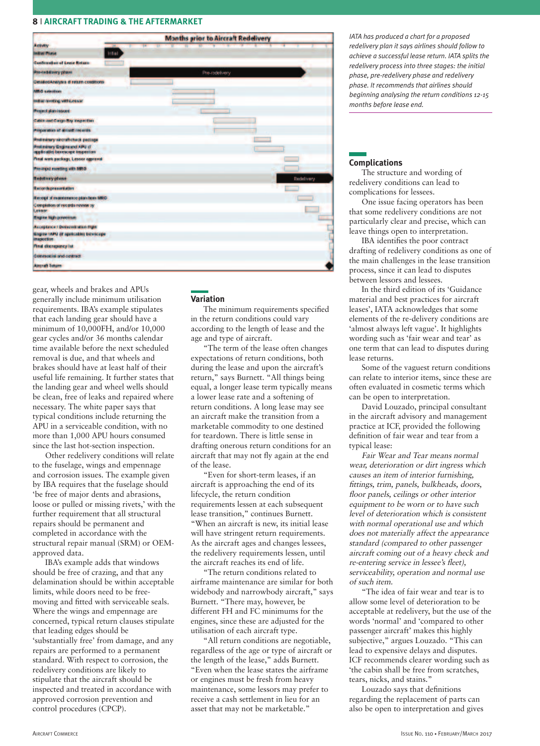IATA has produced a chart for a proposed redelivery plan it says airlines should follow to achieve a successful lease return. IATA splits the redelivery process into three stages: the initial phase, pre-redelivery phase and redelivery phase. It recommends that airlines should beginning analysing the return conditions 12-15 months before lease end.

gear, wheels and brakes and APUs generally include minimum utilisation requirements. IBA's example stipulates that each landing gear should have a minimum of 10,000FH, and/or 10,000 gear cycles and/or 36 months calendar time available before the next scheduled removal is due, and that wheels and brakes should have at least half of their useful life remaining. It further states that the landing gear and wheel wells should be clean, free of leaks and repaired where necessary. The white paper says that typical conditions include returning the APU in a serviceable condition, with no more than 1,000 APU hours consumed since the last hot-section inspection.

Other redelivery conditions will relate to the fuselage, wings and empennage and corrosion issues. The example given by IBA requires that the fuselage should 'be free of major dents and abrasions, loose or pulled or missing rivets,' with the further requirement that all structural repairs should be permanent and completed in accordance with the structural repair manual (SRM) or OEM-approved data.

IBA's example adds that windows should be free of crazing, and that any delamination should be within acceptable limits, while doors need to be free-moving and fitted with serviceable seals. Where the wings and empennage are concerned, typical return clauses stipulate that leading edges should be 'substantially free' from damage, and any repairs are performed to a permanent standard. With respect to corrosion, the redelivery conditions are likely to stipulate that the aircraft should be inspected and treated in accordance with approved corrosion prevention and control procedures (CPCP).

## Variation

The minimum requirements specified in the return conditions could vary according to the length of lease and the age and type of aircraft.

"The term of the lease often changes expectations of return conditions, both during the lease and upon the aircraft's return," says Burnett. "All things being equal, a longer lease term typically means a lower lease rate and a softening of return conditions. A long lease may see an aircraft make the transition from a marketable commodity to one destined for teardown. There is little sense in drafting onerous return conditions for an aircraft that may not fly again at the end of the lease.

"Even for short-term leases, if an aircraft is approaching the end of its lifecycle, the return condition requirements lessen at each subsequent lease transition," continues Burnett. "When an aircraft is new, its initial lease will have stringent return requirements. As the aircraft ages and changes lessees, the redelivery requirements lessen, until the aircraft reaches its end of life.

"The return conditions related to airframe maintenance are similar for both widebody and narrowbody aircraft," says Burnett. "There may, however, be different FH and FC minimums for the engines, since these are adjusted for the utilisation of each aircraft type.

"All return conditions are negotiable, regardless of the age or type of aircraft or the length of the lease," adds Burnett. "Even when the lease states the airframe or engines must be fresh from heavy maintenance, some lessors may prefer to receive a cash settlement in lieu for an asset that may not be marketable."

## Complications

The structure and wording of redelivery conditions can lead to complications for lessees.

One issue facing operators has been that some redelivery conditions are not particularly clear and precise, which can leave things open to interpretation.

IBA identifies the poor contract drafting of redelivery conditions as one of the main challenges in the lease transition process, since it can lead to disputes between lessors and lessees.

In the third edition of its 'Guidance material and best practices for aircraft leases', IATA acknowledges that some elements of the re-delivery conditions are 'almost always left vague'. It highlights wording such as 'fair wear and tear' as one term that can lead to disputes during lease returns.

Some of the vaguest return conditions can relate to interior items, since these are often evaluated in cosmetic terms which can be open to interpretation.

David Louzado, principal consultant in the aircraft advisory and management practice at ICF, provided the following definition of fair wear and tear from a typical lease:

*Fair Wear and Tear means normal wear, deterioration or dirt ingress which causes an item of interior furnishing, fittings, trim, panels, bulkheads, doors, floor panels, ceilings or other interior equipment to be worn or to have such level of deterioration which is consistent with normal operational use and which does not materially affect the appearance standard (compared to other passenger aircraft coming out of a heavy check and re-entering service in lessee's fleet), serviceability, operation and normal use of such item.*

"The idea of fair wear and tear is to allow some level of deterioration to be acceptable at redelivery, but the use of the words 'normal' and 'compared to other passenger aircraft' makes this highly subjective," argues Louzado. "This can lead to expensive delays and disputes. ICF recommends clearer wording such as 'the cabin shall be free from scratches, tears, nicks, and stains."

Louzado says that definitions regarding the replacement of parts can also be open to interpretation and gives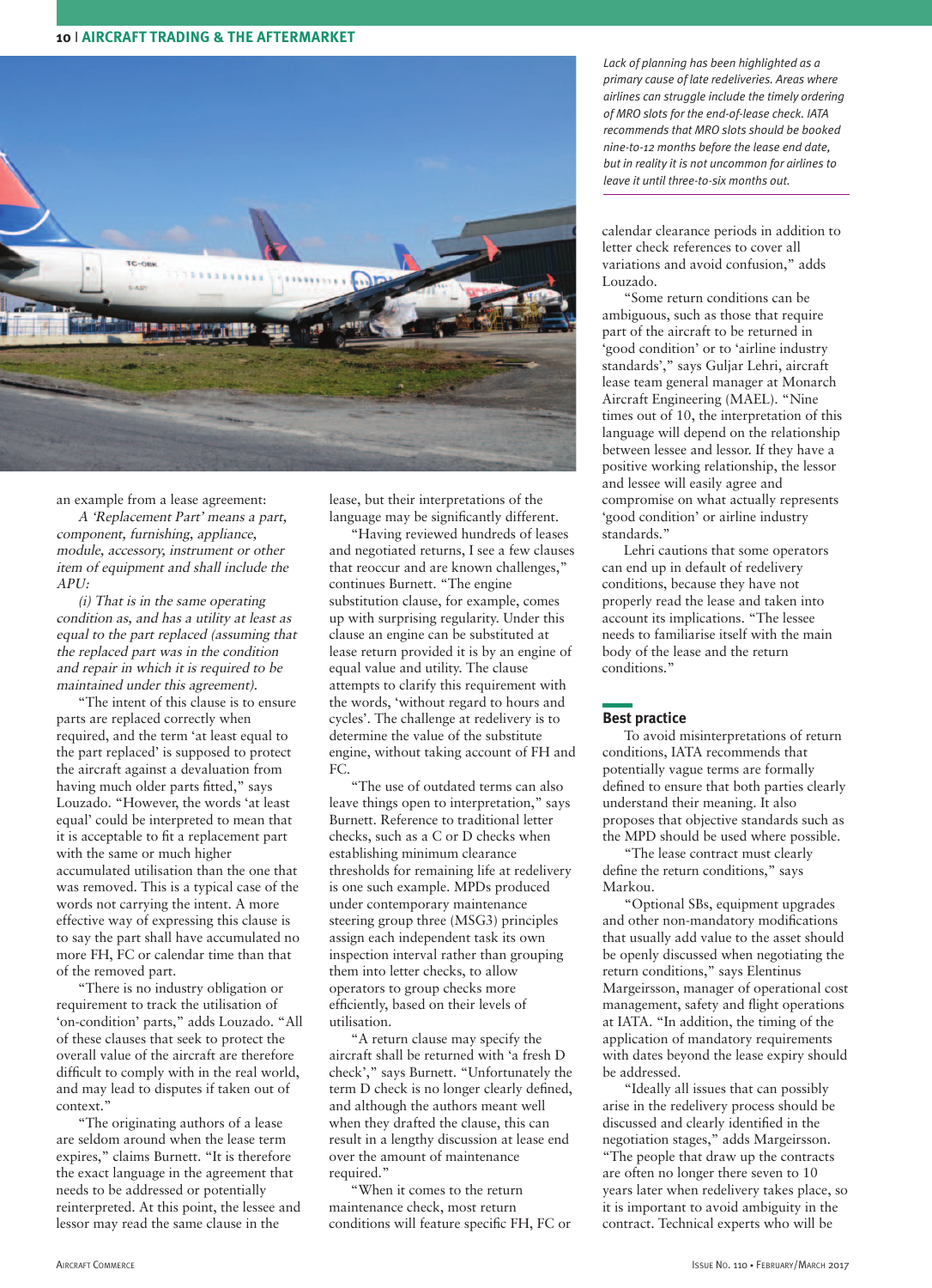an example from a lease agreement:

*A 'Replacement Part' means a part, component, furnishing, appliance, module, accessory, instrument or other item of equipment and shall include the APU:*

*(i) That is in the same operating condition as, and has a utility at least as equal to the part replaced (assuming that the replaced part was in the condition and repair in which it is required to be maintained under this agreement).*

"The intent of this clause is to ensure parts are replaced correctly when required, and the term 'at least equal to the part replaced' is supposed to protect the aircraft against a devaluation from having much older parts fitted," says Louzado. "However, the words 'at least equal' could be interpreted to mean that it is acceptable to fit a replacement part with the same or much higher accumulated utilisation than the one that was removed. This is a typical case of the words not carrying the intent. A more effective way of expressing this clause is to say the part shall have accumulated no more FH, FC or calendar time than that of the removed part.

"There is no industry obligation or requirement to track the utilisation of 'on-condition' parts," adds Louzado. "All of these clauses that seek to protect the overall value of the aircraft are therefore difficult to comply with in the real world, and may lead to disputes if taken out of context."

"The originating authors of a lease are seldom around when the lease term expires," claims Burnett. "It is therefore the exact language in the agreement that needs to be addressed or potentially reinterpreted. At this point, the lessee and lessor may read the same clause in the lease, but their interpretations of the language may be significantly different.

"Having reviewed hundreds of leases and negotiated returns, I see a few clauses that reoccur and are known challenges," continues Burnett. "The engine substitution clause, for example, comes up with surprising regularity. Under this clause an engine can be substituted at lease return provided it is by an engine of equal value and utility. The clause attempts to clarify this requirement with the words, 'without regard to hours and cycles'. The challenge at redelivery is to determine the value of the substitute engine, without taking account of FH and FC.

"The use of outdated terms can also leave things open to interpretation," says Burnett. "Reference to traditional letter checks, such as a C or D checks when establishing minimum clearance thresholds for remaining life at redelivery is one such example. MPDs produced under contemporary maintenance steering group three (MSG3) principles assign each independent task its own inspection interval rather than grouping them into letter checks, to allow operators to group checks more efficiently, based on their levels of utilisation.

"A return clause may specify the aircraft shall be returned with 'a fresh D check'," says Burnett. "Unfortunately the term D check is no longer clearly defined, and although the authors meant well when they drafted the clause, this can result in a lengthy discussion at lease end over the amount of maintenance required."

"When it comes to the return maintenance check, most return conditions will feature specific FH, FC or calendar clearance periods in addition to letter check references to cover all variations and avoid confusion," adds Louzado.

"Some return conditions can be ambiguous, such as those that require part of the aircraft to be returned in 'good condition' or to 'airline industry standards'," says Guljar Lehri, aircraft lease team general manager at Monarch Aircraft Engineering (MAEL). "Nine times out of 10, the interpretation of this language will depend on the relationship between lessee and lessor. If they have a positive working relationship, the lessor and lessee will easily agree and compromise on what actually represents 'good condition' or airline industry standards."

Lehri cautions that some operators can end up in default of redelivery conditions, because they have not properly read the lease and taken into account its implications. "The lessee needs to familiarise itself with the main body of the lease and the return conditions."

*Lack of planning has been highlighted as a primary cause of late redeliveries. Areas where airlines can struggle include the timely ordering of MRO slots for the end-of-lease check. IATA recommends that MRO slots should be booked nine-to-12 months before the lease end date, but in reality it is not uncommon for airlines to leave it until three-to-six months out.*

## Best practice

To avoid misinterpretations of return conditions, IATA recommends that potentially vague terms are formally defined to ensure that both parties clearly understand their meaning. It also proposes that objective standards such as the MPD should be used where possible.

"The lease contract must clearly define the return conditions," says Markou.

"Optional SBs, equipment upgrades and other non-mandatory modifications that usually add value to the asset should be openly discussed when negotiating the return conditions," says Elentinus Margeirsson, manager of operational cost management, safety and flight operations at IATA. "In addition, the timing of the application of mandatory requirements with dates beyond the lease expiry should be addressed.

"Ideally all issues that can possibly arise in the redelivery process should be discussed and clearly identified in the negotiation stages," adds Margeirsson. "The people that draw up the contracts are often no longer there seven to 10 years later when redelivery takes place, so it is important to avoid ambiguity in the contract. Technical experts who will be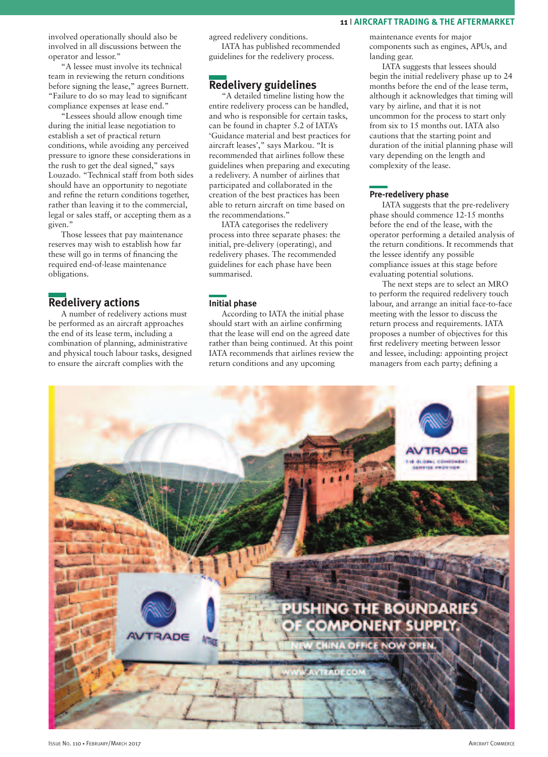involved operationally should also be involved in all discussions between the operator and lessor."

"A lessee must involve its technical team in reviewing the return conditions before signing the lease," agrees Burnett. "Failure to do so may lead to significant compliance expenses at lease end."

"Lessees should allow enough time during the initial lease negotiation to establish a set of practical return conditions, while avoiding any perceived pressure to ignore these considerations in the rush to get the deal signed," says Louzado. "Technical staff from both sides should have an opportunity to negotiate and refine the return conditions together, rather than leaving it to the commercial, legal or sales staff, or accepting them as a given."

Those lessees that pay maintenance reserves may wish to establish how far these will go in terms of financing the required end-of-lease maintenance obligations.

## Redelivery actions

A number of redelivery actions must be performed as an aircraft approaches the end of its lease term, including a combination of planning, administrative and physical touch labour tasks, designed to ensure the aircraft complies with the agreed redelivery conditions.

IATA has published recommended guidelines for the redelivery process.

## Redelivery guidelines

"A detailed timeline listing how the entire redelivery process can be handled, and who is responsible for certain tasks, can be found in chapter 5.2 of IATA's 'Guidance material and best practices for aircraft leases'," says Markou. "It is recommended that airlines follow these guidelines when preparing and executing a redelivery. A number of airlines that participated and collaborated in the creation of the best practices has been able to return aircraft on time based on the recommendations."

IATA categorises the redelivery process into three separate phases: the initial, pre-delivery (operating), and redelivery phases. The recommended guidelines for each phase have been summarised.

### Initial phase

According to IATA the initial phase should start with an airline confirming that the lease will end on the agreed date rather than being continued. At this point IATA recommends that airlines review the return conditions and any upcoming maintenance events for major components such as engines, APUs, and landing gear.

IATA suggests that lessees should begin the initial redelivery phase up to 24 months before the end of the lease term, although it acknowledges that timing will vary by airline, and that it is not uncommon for the process to start only from six to 15 months out. IATA also cautions that the starting point and duration of the initial planning phase will vary depending on the length and complexity of the lease.

### Pre-redelivery phase

IATA suggests that the pre-redelivery phase should commence 12-15 months before the end of the lease, with the operator performing a detailed analysis of the return conditions. It recommends that the lessee identify any possible compliance issues at this stage before evaluating potential solutions.

The next steps are to select an MRO to perform the required redelivery touch labour, and arrange an initial face-to-face meeting with the lessor to discuss the return process and requirements. IATA proposes a number of objectives for this first redelivery meeting between lessor and lessee, including: appointing project managers from each party; defining a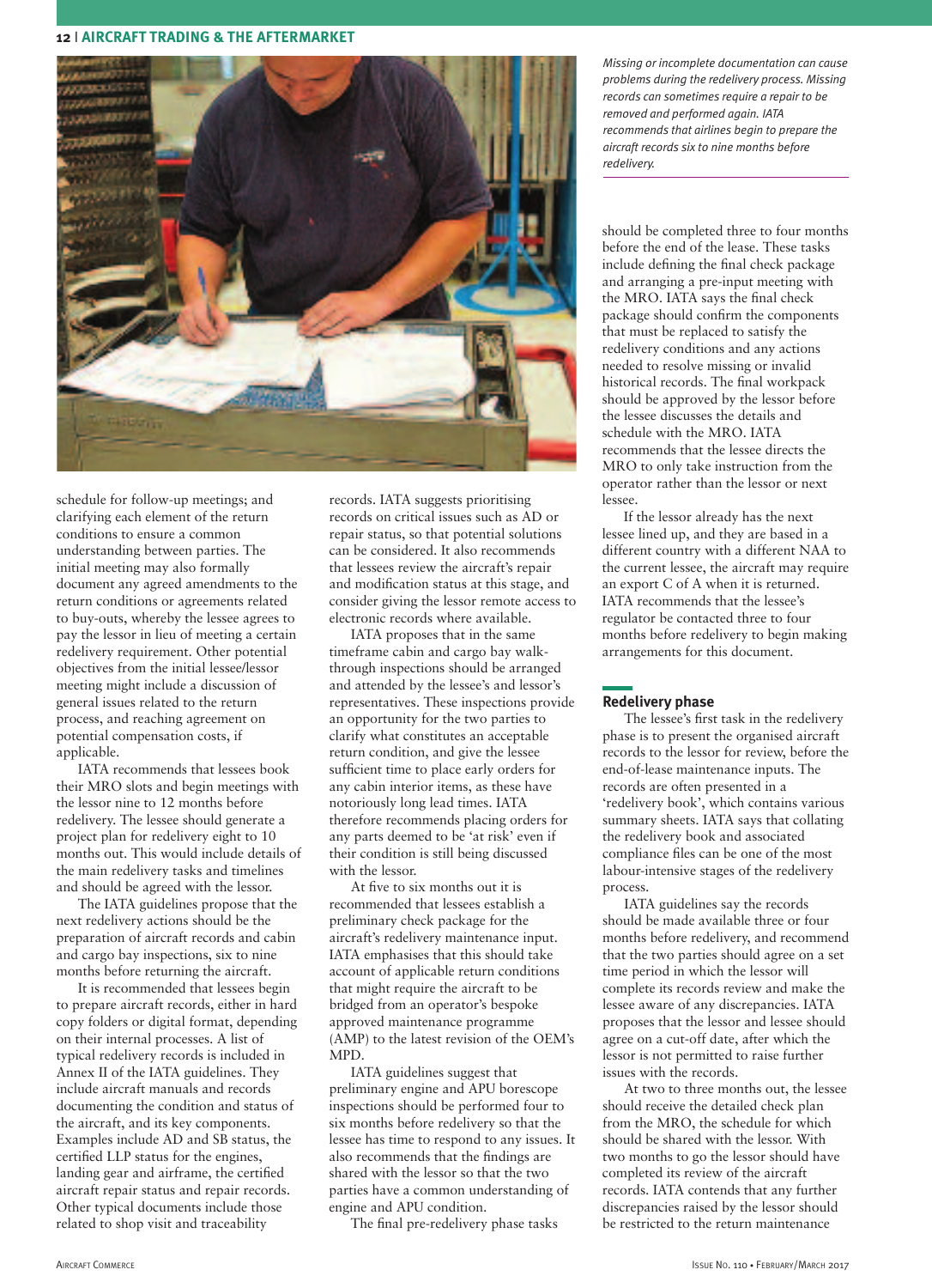schedule for follow-up meetings; and clarifying each element of the return conditions to ensure a common understanding between parties. The initial meeting may also formally document any agreed amendments to the return conditions or agreements related to buy-outs, whereby the lessee agrees to pay the lessor in lieu of meeting a certain redelivery requirement. Other potential objectives from the initial lessee/lessor meeting might include a discussion of general issues related to the return process, and reaching agreement on potential compensation costs, if applicable.

IATA recommends that lessees book their MRO slots and begin meetings with the lessor nine to 12 months before redelivery. The lessee should generate a project plan for redelivery eight to 10 months out. This would include details of the main redelivery tasks and timelines and should be agreed with the lessor.

The IATA guidelines propose that the next redelivery actions should be the preparation of aircraft records and cabin and cargo bay inspections, six to nine months before returning the aircraft.

It is recommended that lessees begin to prepare aircraft records, either in hard copy folders or digital format, depending on their internal processes. A list of typical redelivery records is included in Annex II of the IATA guidelines. They include aircraft manuals and records documenting the condition and status of the aircraft, and its key components. Examples include AD and SB status, the certified LLP status for the engines, landing gear and airframe, the certified aircraft repair status and repair records. Other typical documents include those related to shop visit and traceability records. IATA suggests prioritising records on critical issues such as AD or repair status, so that potential solutions can be considered. It also recommends that lessees review the aircraft's repair and modification status at this stage, and consider giving the lessor remote access to electronic records where available.

IATA proposes that in the same timeframe cabin and cargo bay walk-through inspections should be arranged and attended by the lessee's and lessor's representatives. These inspections provide an opportunity for the two parties to clarify what constitutes an acceptable return condition, and give the lessee sufficient time to place early orders for any cabin interior items, as these have notoriously long lead times. IATA therefore recommends placing orders for any parts deemed to be 'at risk' even if their condition is still being discussed with the lessor.

At five to six months out it is recommended that lessees establish a preliminary check package for the aircraft's redelivery maintenance input. IATA emphasises that this should take account of applicable return conditions that might require the aircraft to be bridged from an operator's bespoke approved maintenance programme (AMP) to the latest revision of the OEM's MPD.

IATA guidelines suggest that preliminary engine and APU borescope inspections should be performed four to six months before redelivery so that the lessee has time to respond to any issues. It also recommends that the findings are shared with the lessor so that the two parties have a common understanding of engine and APU condition.

The final pre-redelivery phase tasks should be completed three to four months before the end of the lease. These tasks include defining the final check package and arranging a pre-input meeting with the MRO. IATA says the final check package should confirm the components that must be replaced to satisfy the redelivery conditions and any actions needed to resolve missing or invalid historical records. The final workpack should be approved by the lessor before the lessee discusses the details and schedule with the MRO. IATA recommends that the lessee directs the MRO to only take instruction from the operator rather than the lessor or next lessee.

If the lessor already has the next lessee lined up, and they are based in a different country with a different NAA to the current lessee, the aircraft may require an export C of A when it is returned. IATA recommends that the lessee's regulator be contacted three to four months before redelivery to begin making arrangements for this document.

*Missing or incomplete documentation can cause problems during the redelivery process. Missing records can sometimes require a repair to be removed and performed again. IATA recommends that airlines begin to prepare the aircraft records six to nine months before redelivery.*

## Redelivery phase

The lessee's first task in the redelivery phase is to present the organised aircraft records to the lessor for review, before the end-of-lease maintenance inputs. The records are often presented in a 'redelivery book', which contains various summary sheets. IATA says that collating the redelivery book and associated compliance files can be one of the most labour-intensive stages of the redelivery process.

IATA guidelines say the records should be made available three or four months before redelivery, and recommend that the two parties should agree on a set time period in which the lessor will complete its records review and make the lessee aware of any discrepancies. IATA proposes that the lessor and lessee should agree on a cut-off date, after which the lessor is not permitted to raise further issues with the records.

At two to three months out, the lessee should receive the detailed check plan from the MRO, the schedule for which should be shared with the lessor. With two months to go the lessor should have completed its review of the aircraft records. IATA contends that any further discrepancies raised by the lessor should be restricted to the return maintenance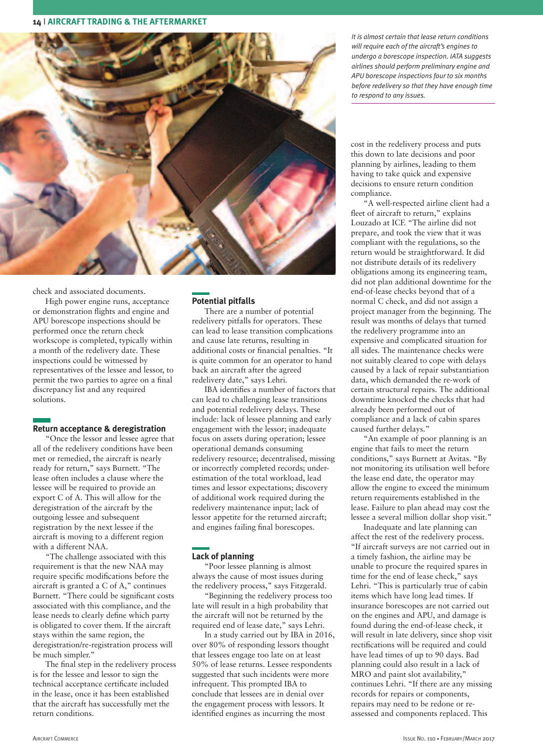*It is almost certain that lease return conditions will require each of the aircraft's engines to undergo a borescope inspection. IATA suggests airlines should perform preliminary engine and APU borescope inspections four to six months before redelivery so that they have enough time to respond to any issues.*

check and associated documents.

High power engine runs, acceptance or demonstration flights and engine and APU borescope inspections should be performed once the return check workscope is completed, typically within a month of the redelivery date. These inspections could be witnessed by representatives of the lessee and lessor, to permit the two parties to agree on a final discrepancy list and any required solutions.

## Return acceptance & deregistration

"Once the lessor and lessee agree that all of the redelivery conditions have been met or remedied, the aircraft is nearly ready for return," says Burnett. "The lease often includes a clause where the lessee will be required to provide an export C of A. This will allow for the deregistration of the aircraft by the outgoing lessee and subsequent registration by the next lessee if the aircraft is moving to a different region with a different NAA.

"The challenge associated with this requirement is that the new NAA may require specific modifications before the aircraft is granted a C of A," continues Burnett. "There could be significant costs associated with this compliance, and the lease needs to clearly define which party is obligated to cover them. If the aircraft stays within the same region, the deregistration/re-registration process will be much simpler."

The final step in the redelivery process is for the lessee and lessor to sign the technical acceptance certificate included in the lease, once it has been established that the aircraft has successfully met the return conditions.

## Potential pitfalls

There are a number of potential redelivery pitfalls for operators. These can lead to lease transition complications and cause late returns, resulting in additional costs or financial penalties. "It is quite common for an operator to hand back an aircraft after the agreed redelivery date," says Lehri.

IBA identifies a number of factors that can lead to challenging lease transitions and potential redelivery delays. These include: lack of lessee planning and early engagement with the lessor; inadequate focus on assets during operation; lessee operational demands consuming redelivery resource; decentralised, missing or incorrectly completed records; under-estimation of the total workload, lead times and lessor expectations; discovery of additional work required during the redelivery maintenance input; lack of lessor appetite for the returned aircraft; and engines failing final borescopes.

## Lack of planning

"Poor lessee planning is almost always the cause of most issues during the redelivery process," says Fitzgerald.

"Beginning the redelivery process too late will result in a high probability that the aircraft will not be returned by the required end of lease date," says Lehri.

In a study carried out by IBA in 2016, over 80% of responding lessors thought that lessees engage too late on at least 50% of lease returns. Lessee respondents suggested that such incidents were more infrequent. This prompted IBA to conclude that lessees are in denial over the engagement process with lessors. It identified engines as incurring the most cost in the redelivery process and puts this down to late decisions and poor planning by airlines, leading to them having to take quick and expensive decisions to ensure return condition compliance.

"A well-respected airline client had a fleet of aircraft to return," explains Louzado at ICF. "The airline did not prepare, and took the view that it was compliant with the regulations, so the return would be straightforward. It did not distribute details of its redelivery obligations among its engineering team, did not plan additional downtime for the end-of-lease checks beyond that of a normal C check, and did not assign a project manager from the beginning. The result was months of delays that turned the redelivery programme into an expensive and complicated situation for all sides. The maintenance checks were not suitably cleared to cope with delays caused by a lack of repair substantiation data, which demanded the re-work of certain structural repairs. The additional downtime knocked the checks that had already been performed out of compliance and a lack of cabin spares caused further delays."

"An example of poor planning is an engine that fails to meet the return conditions," says Burnett at Avitas. "By not monitoring its utilisation well before the lease end date, the operator may allow the engine to exceed the minimum return requirements established in the lease. Failure to plan ahead may cost the lessee a several million dollar shop visit."

Inadequate and late planning can affect the rest of the redelivery process. "If aircraft surveys are not carried out in a timely fashion, the airline may be unable to procure the required spares in time for the end of lease check," says Lehri. "This is particularly true of cabin items which have long lead times. If insurance borescopes are not carried out on the engines and APU, and damage is found during the end-of-lease check, it will result in late delivery, since shop visit rectifications will be required and could have lead times of up to 90 days. Bad planning could also result in a lack of MRO and paint slot availability," continues Lehri. "If there are any missing records for repairs or components, repairs may need to be redone or re-assessed and components replaced. This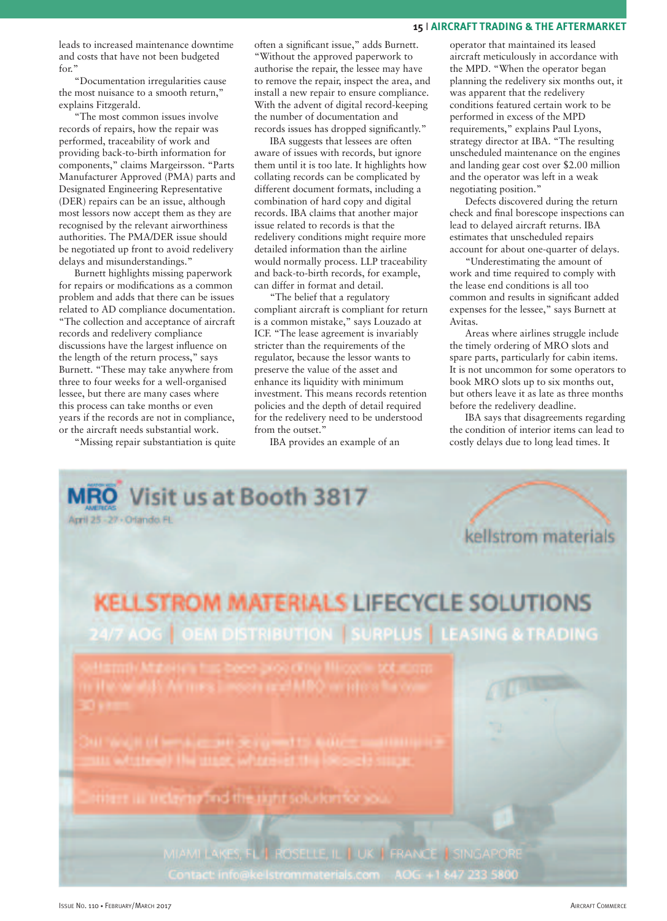leads to increased maintenance downtime and costs that have not been budgeted for."

"Documentation irregularities cause the most nuisance to a smooth return," explains Fitzgerald.

"The most common issues involve records of repairs, how the repair was performed, traceability of work and providing back-to-birth information for components," claims Margeirsson. "Parts Manufacturer Approved (PMA) parts and Designated Engineering Representative (DER) repairs can be an issue, although most lessors now accept them as they are recognised by the relevant airworthiness authorities. The PMA/DER issue should be negotiated up front to avoid redelivery delays and misunderstandings."

Burnett highlights missing paperwork for repairs or modifications as a common problem and adds that there can be issues related to AD compliance documentation. "The collection and acceptance of aircraft records and redelivery compliance discussions have the largest influence on the length of the return process," says Burnett. "These may take anywhere from three to four weeks for a well-organised lessee, but there are many cases where this process can take months or even years if the records are not in compliance, or the aircraft needs substantial work.

"Missing repair substantiation is quite often a significant issue," adds Burnett. "Without the approved paperwork to authorise the repair, the lessee may have to remove the repair, inspect the area, and install a new repair to ensure compliance. With the advent of digital record-keeping the number of documentation and records issues has dropped significantly."

IBA suggests that lessees are often aware of issues with records, but ignore them until it is too late. It highlights how collating records can be complicated by different document formats, including a combination of hard copy and digital records. IBA claims that another major issue related to records is that the redelivery conditions might require more detailed information than the airline would normally process. LLP traceability and back-to-birth records, for example, can differ in format and detail.

"The belief that a regulatory compliant aircraft is compliant for return is a common mistake," says Louzado at ICF. "The lease agreement is invariably stricter than the requirements of the regulator, because the lessor wants to preserve the value of the asset and enhance its liquidity with minimum investment. This means records retention policies and the depth of detail required for the redelivery need to be understood from the outset."

IBA provides an example of an operator that maintained its leased aircraft meticulously in accordance with the MPD. "When the operator began planning the redelivery six months out, it was apparent that the redelivery conditions featured certain work to be performed in excess of the MPD requirements," explains Paul Lyons, strategy director at IBA. "The resulting unscheduled maintenance on the engines and landing gear cost over $2.00 million and the operator was left in a weak negotiating position."

Defects discovered during the return check and final borescope inspections can lead to delayed aircraft returns. IBA estimates that unscheduled repairs account for about one-quarter of delays.

"Underestimating the amount of work and time required to comply with the lease end conditions is all too common and results in significant added expenses for the lessee," says Burnett at Avitas.

Areas where airlines struggle include the timely ordering of MRO slots and spare parts, particularly for cabin items. It is not uncommon for some operators to book MRO slots up to six months out, but others leave it as late as three months before the redelivery deadline.

IBA says that disagreements regarding the condition of interior items can lead to costly delays due to long lead times. It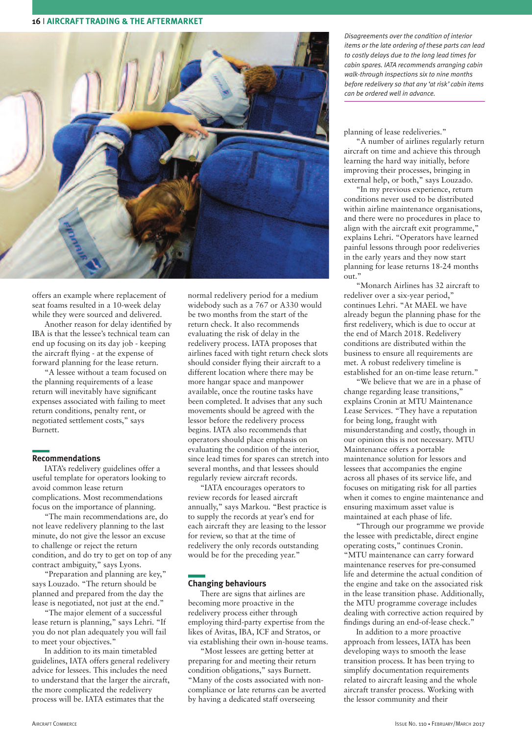*Disagreements over the condition of interior items or the late ordering of these parts can lead to costly delays due to the long lead times for cabin spares. IATA recommends arranging cabin walk-through inspections six to nine months before redelivery so that any 'at risk' cabin items can be ordered well in advance.*

offers an example where replacement of seat foams resulted in a 10-week delay while they were sourced and delivered.

Another reason for delay identified by IBA is that the lessee's technical team can end up focusing on its day job - keeping the aircraft flying - at the expense of forward planning for the lease return.

"A lessee without a team focused on the planning requirements of a lease return will inevitably have significant expenses associated with failing to meet return conditions, penalty rent, or negotiated settlement costs," says Burnett.

## Recommendations

IATA's redelivery guidelines offer a useful template for operators looking to avoid common lease return complications. Most recommendations focus on the importance of planning.

"The main recommendations are, do not leave redelivery planning to the last minute, do not give the lessor an excuse to challenge or reject the return condition, and do try to get on top of any contract ambiguity," says Lyons.

"Preparation and planning are key," says Louzado. "The return should be planned and prepared from the day the lease is negotiated, not just at the end."

"The major element of a successful lease return is planning," says Lehri. "If you do not plan adequately you will fail to meet your objectives."

In addition to its main timetabled guidelines, IATA offers general redelivery advice for lessees. This includes the need to understand that the larger the aircraft, the more complicated the redelivery process will be. IATA estimates that the normal redelivery period for a medium widebody such as a 767 or A330 would be two months from the start of the return check. It also recommends evaluating the risk of delay in the redelivery process. IATA proposes that airlines faced with tight return check slots should consider flying their aircraft to a different location where there may be more hangar space and manpower available, once the routine tasks have been completed. It advises that any such movements should be agreed with the lessor before the redelivery process begins. IATA also recommends that operators should place emphasis on evaluating the condition of the interior, since lead times for spares can stretch into several months, and that lessees should regularly review aircraft records.

"IATA encourages operators to review records for leased aircraft annually," says Markou. "Best practice is to supply the records at year's end for each aircraft they are leasing to the lessor for review, so that at the time of redelivery the only records outstanding would be for the preceding year."

## Changing behaviours

There are signs that airlines are becoming more proactive in the redelivery process either through employing third-party expertise from the likes of Avitas, IBA, ICF and Stratos, or via establishing their own in-house teams.

"Most lessees are getting better at preparing for and meeting their return condition obligations," says Burnett. "Many of the costs associated with non-compliance or late returns can be averted by having a dedicated staff overseeing planning of lease redeliveries."

"A number of airlines regularly return aircraft on time and achieve this through learning the hard way initially, before improving their processes, bringing in external help, or both," says Louzado.

"In my previous experience, return conditions never used to be distributed within airline maintenance organisations, and there were no procedures in place to align with the aircraft exit programme," explains Lehri. "Operators have learned painful lessons through poor redeliveries in the early years and they now start planning for lease returns 18-24 months out."

"Monarch Airlines has 32 aircraft to redeliver over a six-year period," continues Lehri. "At MAEL we have already begun the planning phase for the first redelivery, which is due to occur at the end of March 2018. Redelivery conditions are distributed within the business to ensure all requirements are met. A robust redelivery timeline is established for an on-time lease return."

"We believe that we are in a phase of change regarding lease transitions," explains Cronin at MTU Maintenance Lease Services. "They have a reputation for being long, fraught with misunderstanding and costly, though in our opinion this is not necessary. MTU Maintenance offers a portable maintenance solution for lessors and lessees that accompanies the engine across all phases of its service life, and focuses on mitigating risk for all parties when it comes to engine maintenance and ensuring maximum asset value is maintained at each phase of life.

"Through our programme we provide the lessee with predictable, direct engine operating costs," continues Cronin. "MTU maintenance can carry forward maintenance reserves for pre-consumed life and determine the actual condition of the engine and take on the associated risk in the lease transition phase. Additionally, the MTU programme coverage includes dealing with corrective action required by findings during an end-of-lease check."

In addition to a more proactive approach from lessees, IATA has been developing ways to smooth the lease transition process. It has been trying to simplify documentation requirements related to aircraft leasing and the whole aircraft transfer process. Working with the lessor community and their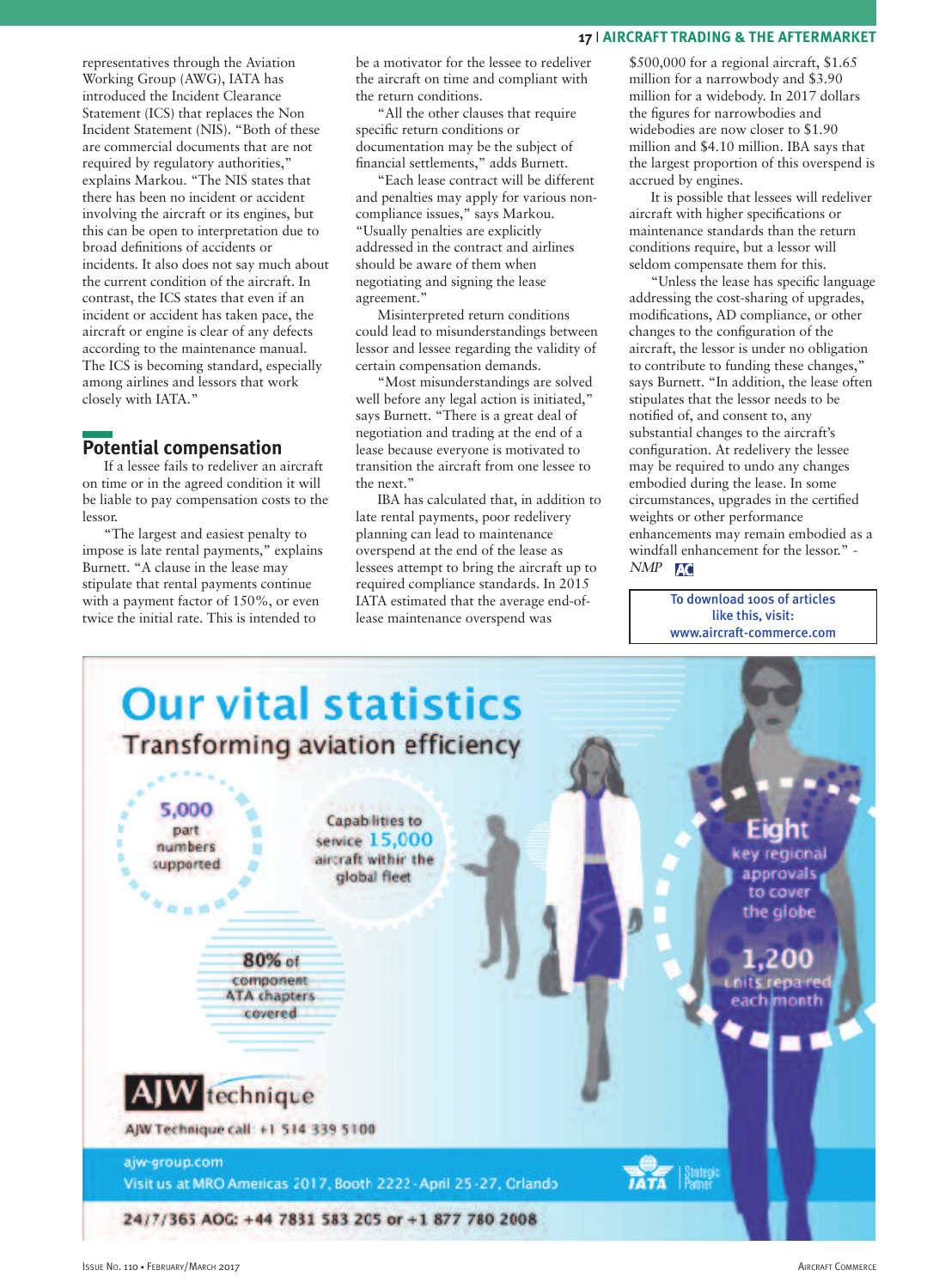representatives through the Aviation Working Group (AWG), IATA has introduced the Incident Clearance Statement (ICS) that replaces the Non Incident Statement (NIS). "Both of these are commercial documents that are not required by regulatory authorities," explains Markou. "The NIS states that there has been no incident or accident involving the aircraft or its engines, but this can be open to interpretation due to broad definitions of accidents or incidents. It also does not say much about the current condition of the aircraft. In contrast, the ICS states that even if an incident or accident has taken place, the aircraft or engine is clear of any defects according to the maintenance manual. The ICS is becoming standard, especially among airlines and lessors that work closely with IATA."

## Potential compensation

If a lessee fails to redeliver an aircraft on time or in the agreed condition it will be liable to pay compensation costs to the lessor.

"The largest and easiest penalty to impose is late rental payments," explains Burnett. "A clause in the lease may stipulate that rental payments continue with a payment factor of 150%, or even twice the initial rate. This is intended to be a motivator for the lessee to redeliver the aircraft on time and compliant with the return conditions.

"All the other clauses that require specific return conditions or documentation may be the subject of financial settlements," adds Burnett.

"Each lease contract will be different and penalties may apply for various non-compliance issues," says Markou. "Usually penalties are explicitly addressed in the contract and airlines should be aware of them when negotiating and signing the lease agreement."

Misinterpreted return conditions could lead to misunderstandings between lessor and lessee regarding the validity of certain compensation demands.

"Most misunderstandings are solved well before any legal action is initiated," says Burnett. "There is a great deal of negotiation and trading at the end of a lease because everyone is motivated to transition the aircraft from one lessee to the next."

IBA has calculated that, in addition to late rental payments, poor redelivery planning can lead to maintenance overspend at the end of the lease as lessees attempt to bring the aircraft up to required compliance standards. In 2015 IATA estimated that the average end-of-lease maintenance overspend was $500,000 for a regional aircraft, $1.65 million for a narrowbody and $3.90 million for a widebody. In 2017 dollars the figures for narrowbodies and widebodies are now closer to $1.90 million and $4.10 million. IBA says that the largest proportion of this overspend is accrued by engines.

It is possible that lessees will redeliver aircraft with higher specifications or maintenance standards than the return conditions require, but a lessor will seldom compensate them for this.

"Unless the lease has specific language addressing the cost-sharing of upgrades, modifications, AD compliance, or other changes to the configuration of the aircraft, the lessor is under no obligation to contribute to funding these changes," says Burnett. "In addition, the lease often stipulates that the lessor needs to be notified of, and consent to, any substantial changes to the aircraft's configuration. At redelivery the lessee may be required to undo any changes embodied during the lease. In some circumstances, upgrades in the certified weights or other performance enhancements may remain embodied as a windfall enhancement for the lessor." - *NMP*

To download 100s of articles like this, visit: www.aircraft-commerce.com